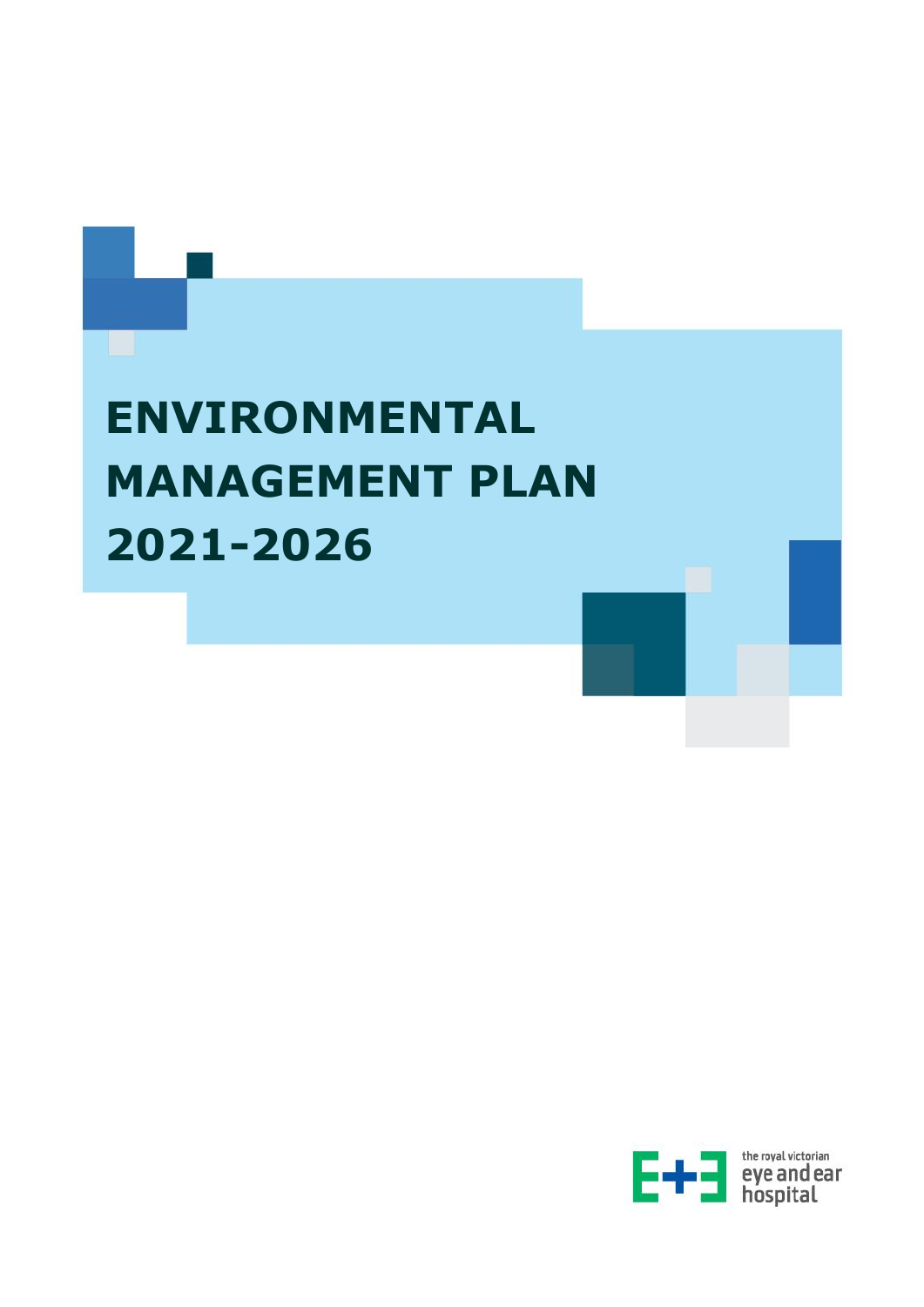# ENVIRONMENTAL MANAGEMENT PLAN 2021-2026

the royal victorian eye and ear hospital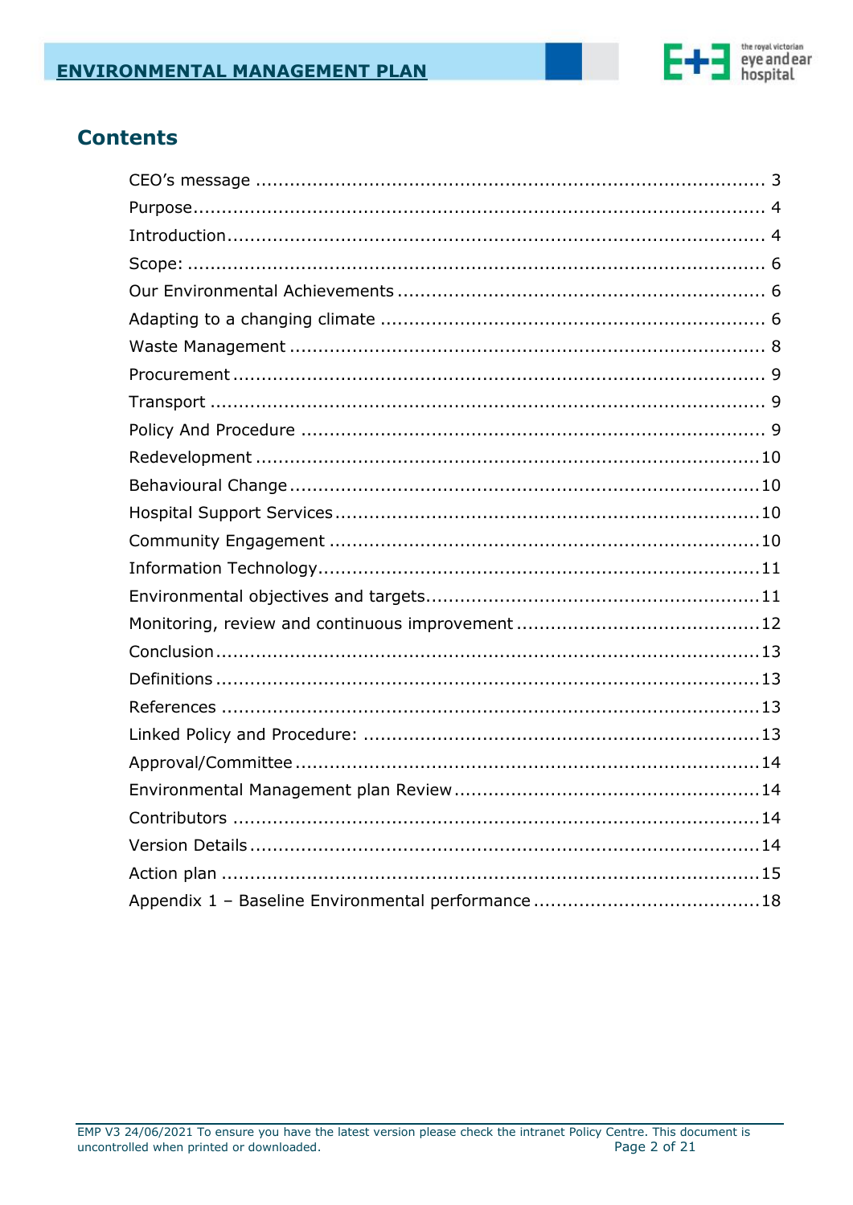## Contents

| | |
|---|---|
| CEO's message | 3 |
| Purpose | 4 |
| Introduction | 4 |
| Scope: | 6 |
| Our Environmental Achievements | 6 |
| Adapting to a changing climate | 6 |
| Waste Management | 8 |
| Procurement | 9 |
| Transport | 9 |
| Policy And Procedure | 9 |
| Redevelopment | 10 |
| Behavioural Change | 10 |
| Hospital Support Services | 10 |
| Community Engagement | 10 |
| Information Technology | 11 |
| Environmental objectives and targets | 11 |
| Monitoring, review and continuous improvement | 12 |
| Conclusion | 13 |
| Definitions | 13 |
| References | 13 |
| Linked Policy and Procedure: | 13 |
| Approval/Committee | 14 |
| Environmental Management plan Review | 14 |
| Contributors | 14 |
| Version Details | 14 |
| Action plan | 15 |
| Appendix 1 – Baseline Environmental performance | 18 |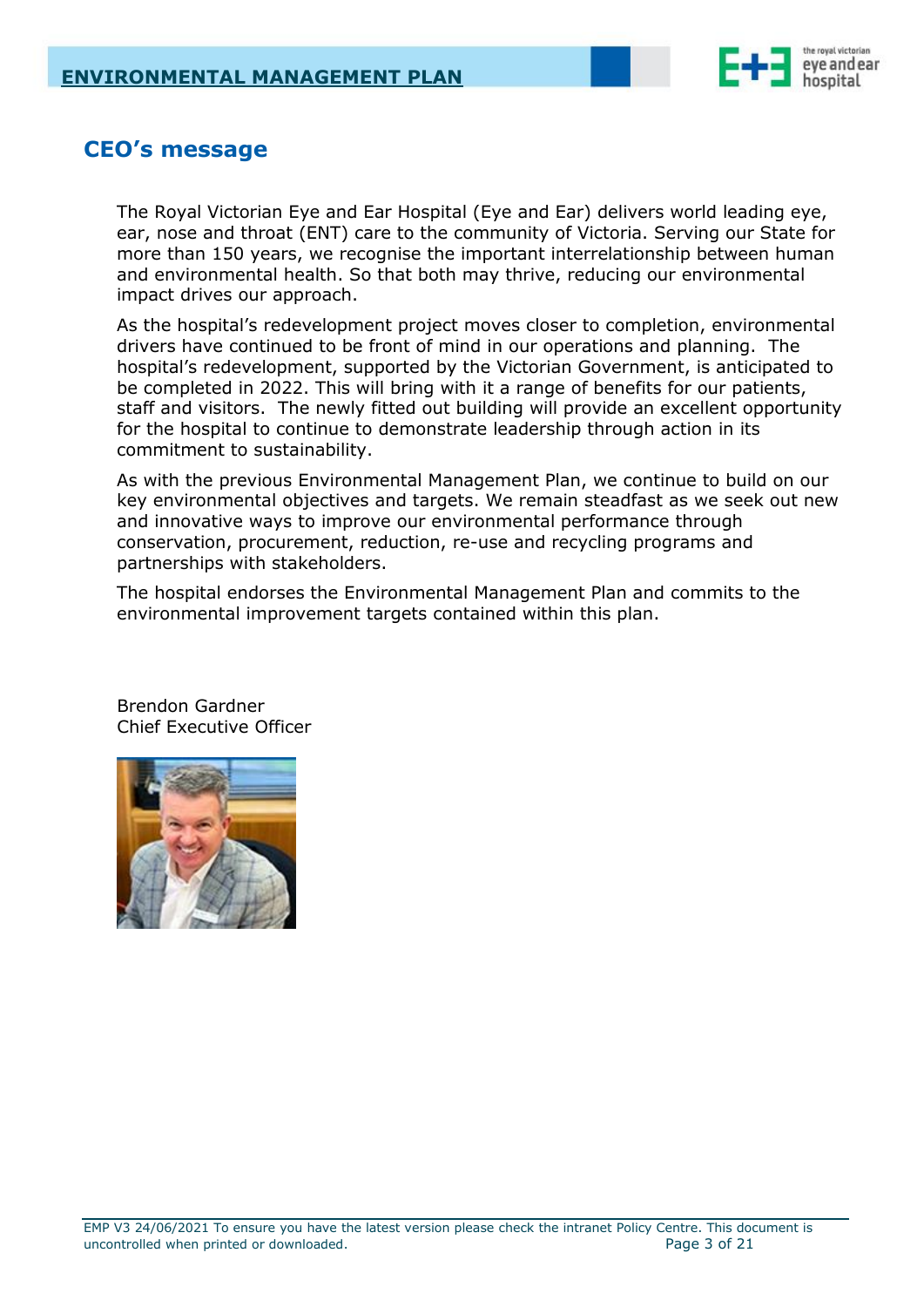## CEO's message

The Royal Victorian Eye and Ear Hospital (Eye and Ear) delivers world leading eye, ear, nose and throat (ENT) care to the community of Victoria. Serving our State for more than 150 years, we recognise the important interrelationship between human and environmental health. So that both may thrive, reducing our environmental impact drives our approach.

As the hospital's redevelopment project moves closer to completion, environmental drivers have continued to be front of mind in our operations and planning. The hospital's redevelopment, supported by the Victorian Government, is anticipated to be completed in 2022. This will bring with it a range of benefits for our patients, staff and visitors. The newly fitted out building will provide an excellent opportunity for the hospital to continue to demonstrate leadership through action in its commitment to sustainability.

As with the previous Environmental Management Plan, we continue to build on our key environmental objectives and targets. We remain steadfast as we seek out new and innovative ways to improve our environmental performance through conservation, procurement, reduction, re-use and recycling programs and partnerships with stakeholders.

The hospital endorses the Environmental Management Plan and commits to the environmental improvement targets contained within this plan.

Brendon Gardner
Chief Executive Officer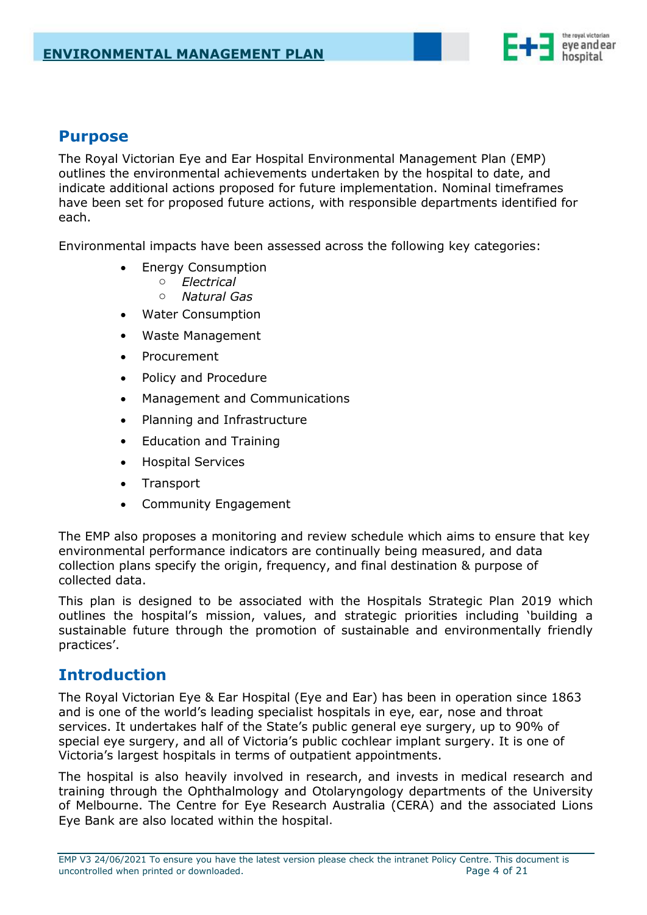## Purpose

The Royal Victorian Eye and Ear Hospital Environmental Management Plan (EMP) outlines the environmental achievements undertaken by the hospital to date, and indicate additional actions proposed for future implementation. Nominal timeframes have been set for proposed future actions, with responsible departments identified for each.

Environmental impacts have been assessed across the following key categories:

- Energy Consumption
  - *Electrical*
  - *Natural Gas*
- Water Consumption
- Waste Management
- Procurement
- Policy and Procedure
- Management and Communications
- Planning and Infrastructure
- Education and Training
- Hospital Services
- Transport
- Community Engagement

The EMP also proposes a monitoring and review schedule which aims to ensure that key environmental performance indicators are continually being measured, and data collection plans specify the origin, frequency, and final destination & purpose of collected data.

This plan is designed to be associated with the Hospitals Strategic Plan 2019 which outlines the hospital's mission, values, and strategic priorities including 'building a sustainable future through the promotion of sustainable and environmentally friendly practices'.

## Introduction

The Royal Victorian Eye & Ear Hospital (Eye and Ear) has been in operation since 1863 and is one of the world's leading specialist hospitals in eye, ear, nose and throat services. It undertakes half of the State's public general eye surgery, up to 90% of special eye surgery, and all of Victoria's public cochlear implant surgery. It is one of Victoria's largest hospitals in terms of outpatient appointments.

The hospital is also heavily involved in research, and invests in medical research and training through the Ophthalmology and Otolaryngology departments of the University of Melbourne. The Centre for Eye Research Australia (CERA) and the associated Lions Eye Bank are also located within the hospital.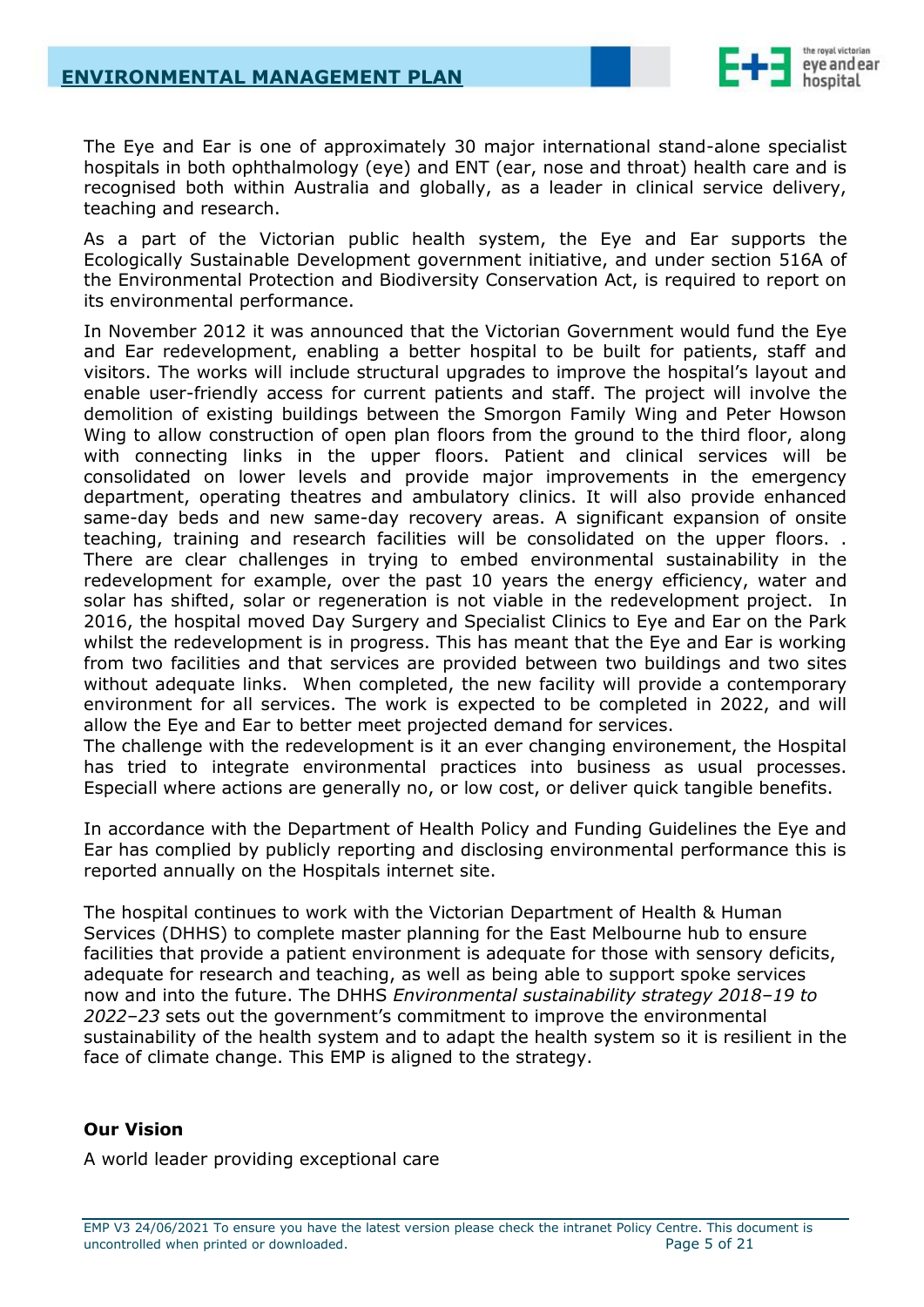The Eye and Ear is one of approximately 30 major international stand-alone specialist hospitals in both ophthalmology (eye) and ENT (ear, nose and throat) health care and is recognised both within Australia and globally, as a leader in clinical service delivery, teaching and research.

As a part of the Victorian public health system, the Eye and Ear supports the Ecologically Sustainable Development government initiative, and under section 516A of the Environmental Protection and Biodiversity Conservation Act, is required to report on its environmental performance.

In November 2012 it was announced that the Victorian Government would fund the Eye and Ear redevelopment, enabling a better hospital to be built for patients, staff and visitors. The works will include structural upgrades to improve the hospital's layout and enable user-friendly access for current patients and staff. The project will involve the demolition of existing buildings between the Smorgon Family Wing and Peter Howson Wing to allow construction of open plan floors from the ground to the third floor, along with connecting links in the upper floors. Patient and clinical services will be consolidated on lower levels and provide major improvements in the emergency department, operating theatres and ambulatory clinics. It will also provide enhanced same-day beds and new same-day recovery areas. A significant expansion of onsite teaching, training and research facilities will be consolidated on the upper floors. . There are clear challenges in trying to embed environmental sustainability in the redevelopment for example, over the past 10 years the energy efficiency, water and solar has shifted, solar or regeneration is not viable in the redevelopment project. In 2016, the hospital moved Day Surgery and Specialist Clinics to Eye and Ear on the Park whilst the redevelopment is in progress. This has meant that the Eye and Ear is working from two facilities and that services are provided between two buildings and two sites without adequate links. When completed, the new facility will provide a contemporary environment for all services. The work is expected to be completed in 2022, and will allow the Eye and Ear to better meet projected demand for services.
The challenge with the redevelopment is it an ever changing environement, the Hospital has tried to integrate environmental practices into business as usual processes. Especiall where actions are generally no, or low cost, or deliver quick tangible benefits.

In accordance with the Department of Health Policy and Funding Guidelines the Eye and Ear has complied by publicly reporting and disclosing environmental performance this is reported annually on the Hospitals internet site.

The hospital continues to work with the Victorian Department of Health & Human Services (DHHS) to complete master planning for the East Melbourne hub to ensure facilities that provide a patient environment is adequate for those with sensory deficits, adequate for research and teaching, as well as being able to support spoke services now and into the future. The DHHS *Environmental sustainability strategy 2018–19 to 2022–23* sets out the government's commitment to improve the environmental sustainability of the health system and to adapt the health system so it is resilient in the face of climate change. This EMP is aligned to the strategy.

**Our Vision**

A world leader providing exceptional care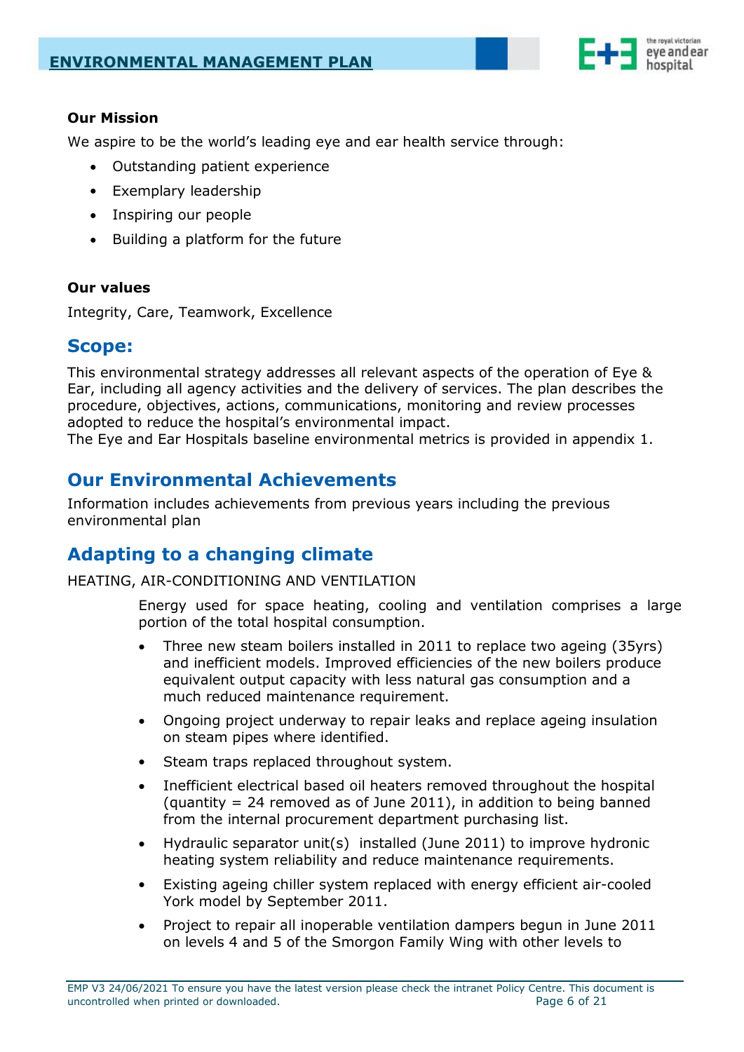**Our Mission**

We aspire to be the world's leading eye and ear health service through:

- Outstanding patient experience
- Exemplary leadership
- Inspiring our people
- Building a platform for the future

**Our values**

Integrity, Care, Teamwork, Excellence

## Scope:

This environmental strategy addresses all relevant aspects of the operation of Eye & Ear, including all agency activities and the delivery of services. The plan describes the procedure, objectives, actions, communications, monitoring and review processes adopted to reduce the hospital's environmental impact.
The Eye and Ear Hospitals baseline environmental metrics is provided in appendix 1.

## Our Environmental Achievements

Information includes achievements from previous years including the previous environmental plan

## Adapting to a changing climate

HEATING, AIR-CONDITIONING AND VENTILATION

Energy used for space heating, cooling and ventilation comprises a large portion of the total hospital consumption.

- Three new steam boilers installed in 2011 to replace two ageing (35yrs) and inefficient models. Improved efficiencies of the new boilers produce equivalent output capacity with less natural gas consumption and a much reduced maintenance requirement.
- Ongoing project underway to repair leaks and replace ageing insulation on steam pipes where identified.
- Steam traps replaced throughout system.
- Inefficient electrical based oil heaters removed throughout the hospital (quantity = 24 removed as of June 2011), in addition to being banned from the internal procurement department purchasing list.
- Hydraulic separator unit(s) installed (June 2011) to improve hydronic heating system reliability and reduce maintenance requirements.
- Existing ageing chiller system replaced with energy efficient air-cooled York model by September 2011.
- Project to repair all inoperable ventilation dampers begun in June 2011 on levels 4 and 5 of the Smorgon Family Wing with other levels to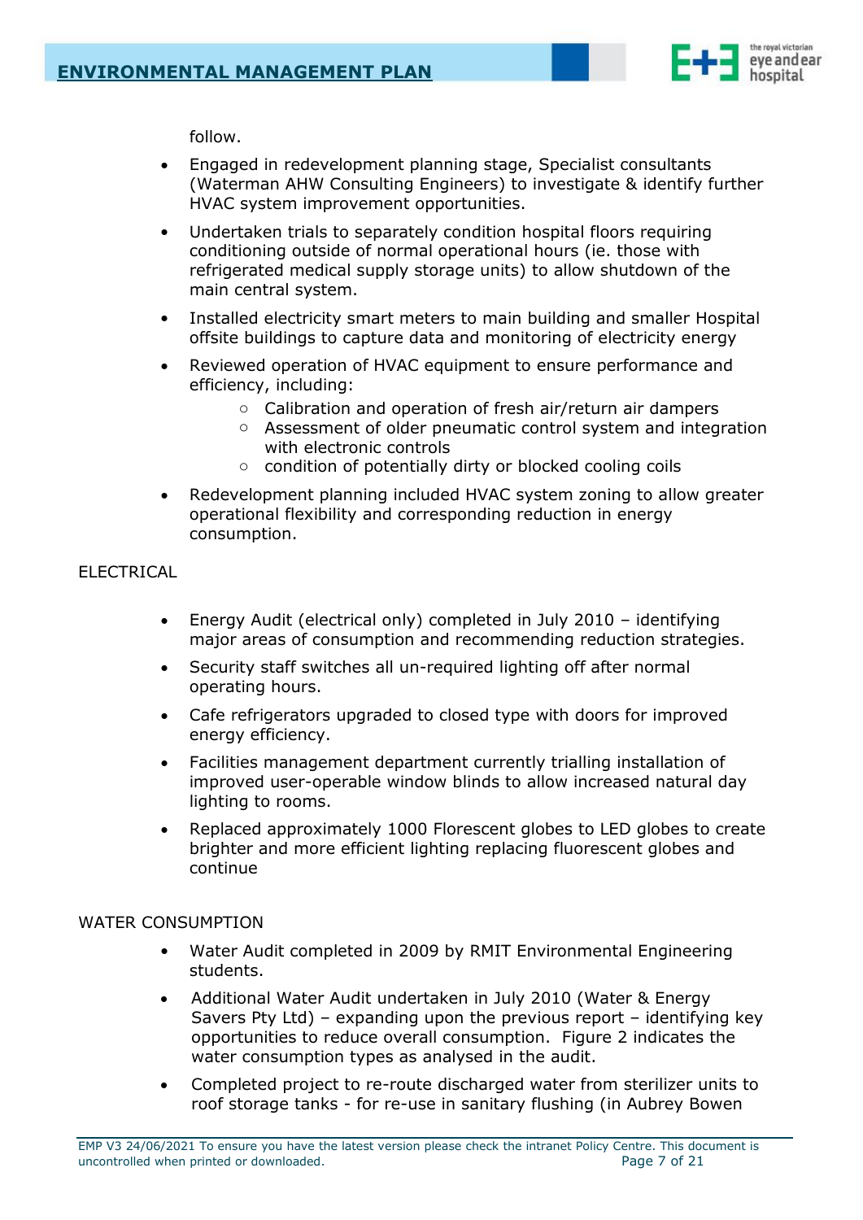follow.

- Engaged in redevelopment planning stage, Specialist consultants (Waterman AHW Consulting Engineers) to investigate & identify further HVAC system improvement opportunities.
- Undertaken trials to separately condition hospital floors requiring conditioning outside of normal operational hours (ie. those with refrigerated medical supply storage units) to allow shutdown of the main central system.
- Installed electricity smart meters to main building and smaller Hospital offsite buildings to capture data and monitoring of electricity energy
- Reviewed operation of HVAC equipment to ensure performance and efficiency, including:
    - Calibration and operation of fresh air/return air dampers
    - Assessment of older pneumatic control system and integration with electronic controls
    - condition of potentially dirty or blocked cooling coils
- Redevelopment planning included HVAC system zoning to allow greater operational flexibility and corresponding reduction in energy consumption.

ELECTRICAL

- Energy Audit (electrical only) completed in July 2010 – identifying major areas of consumption and recommending reduction strategies.
- Security staff switches all un-required lighting off after normal operating hours.
- Cafe refrigerators upgraded to closed type with doors for improved energy efficiency.
- Facilities management department currently trialling installation of improved user-operable window blinds to allow increased natural day lighting to rooms.
- Replaced approximately 1000 Florescent globes to LED globes to create brighter and more efficient lighting replacing fluorescent globes and continue

WATER CONSUMPTION

- Water Audit completed in 2009 by RMIT Environmental Engineering students.
- Additional Water Audit undertaken in July 2010 (Water & Energy Savers Pty Ltd) – expanding upon the previous report – identifying key opportunities to reduce overall consumption. Figure 2 indicates the water consumption types as analysed in the audit.
- Completed project to re-route discharged water from sterilizer units to roof storage tanks - for re-use in sanitary flushing (in Aubrey Bowen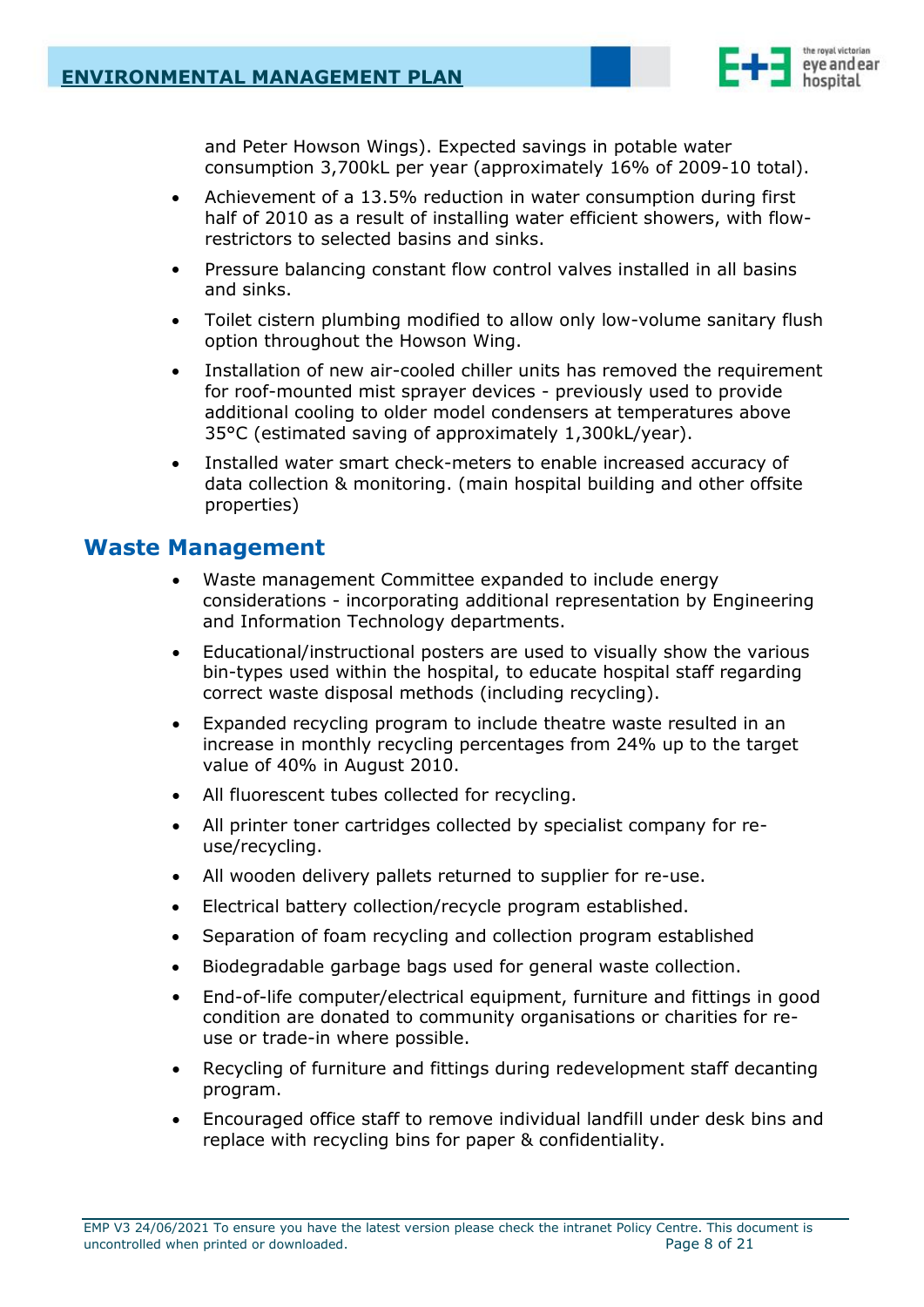and Peter Howson Wings). Expected savings in potable water consumption 3,700kL per year (approximately 16% of 2009-10 total).

- Achievement of a 13.5% reduction in water consumption during first half of 2010 as a result of installing water efficient showers, with flow-restrictors to selected basins and sinks.
- Pressure balancing constant flow control valves installed in all basins and sinks.
- Toilet cistern plumbing modified to allow only low-volume sanitary flush option throughout the Howson Wing.
- Installation of new air-cooled chiller units has removed the requirement for roof-mounted mist sprayer devices - previously used to provide additional cooling to older model condensers at temperatures above 35°C (estimated saving of approximately 1,300kL/year).
- Installed water smart check-meters to enable increased accuracy of data collection & monitoring. (main hospital building and other offsite properties)

## Waste Management

- Waste management Committee expanded to include energy considerations - incorporating additional representation by Engineering and Information Technology departments.
- Educational/instructional posters are used to visually show the various bin-types used within the hospital, to educate hospital staff regarding correct waste disposal methods (including recycling).
- Expanded recycling program to include theatre waste resulted in an increase in monthly recycling percentages from 24% up to the target value of 40% in August 2010.
- All fluorescent tubes collected for recycling.
- All printer toner cartridges collected by specialist company for re-use/recycling.
- All wooden delivery pallets returned to supplier for re-use.
- Electrical battery collection/recycle program established.
- Separation of foam recycling and collection program established
- Biodegradable garbage bags used for general waste collection.
- End-of-life computer/electrical equipment, furniture and fittings in good condition are donated to community organisations or charities for re-use or trade-in where possible.
- Recycling of furniture and fittings during redevelopment staff decanting program.
- Encouraged office staff to remove individual landfill under desk bins and replace with recycling bins for paper & confidentiality.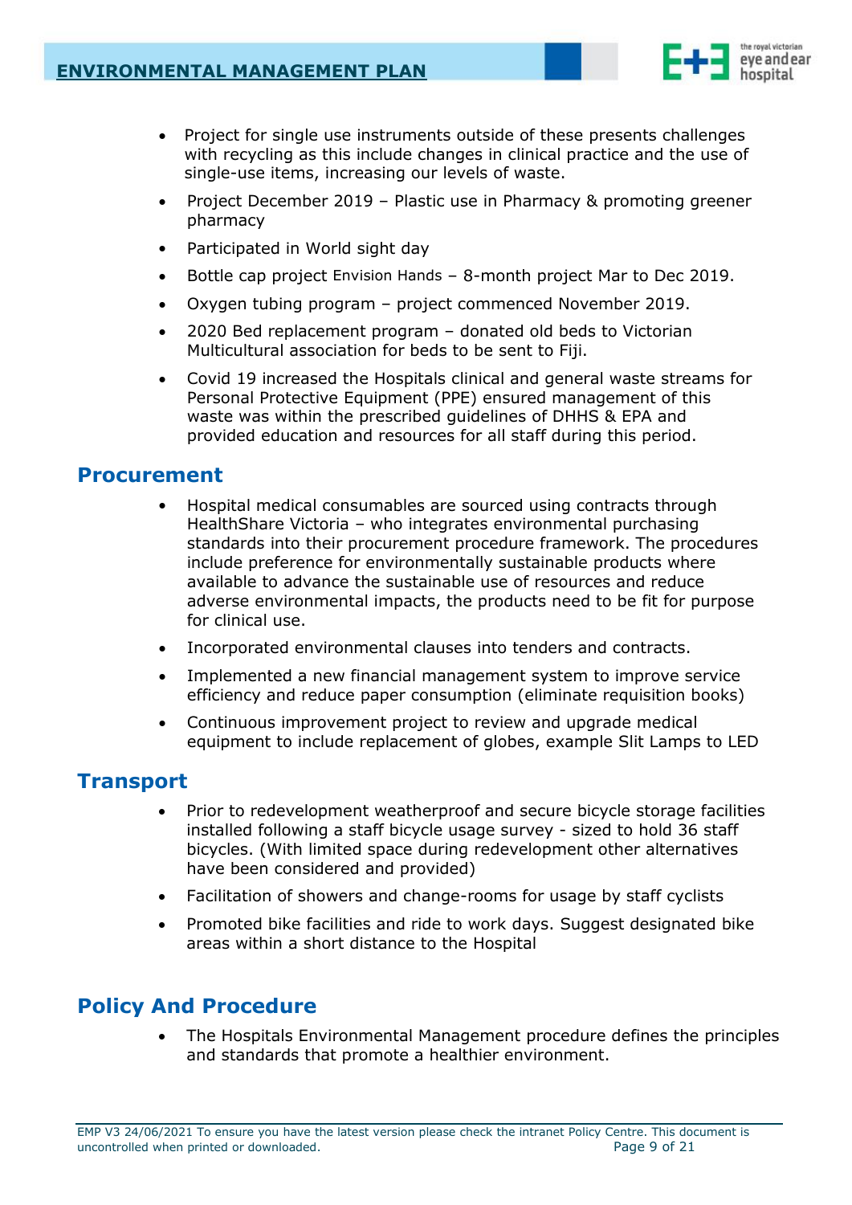- Project for single use instruments outside of these presents challenges with recycling as this include changes in clinical practice and the use of single-use items, increasing our levels of waste.
- Project December 2019 – Plastic use in Pharmacy & promoting greener pharmacy
- Participated in World sight day
- Bottle cap project Envision Hands – 8-month project Mar to Dec 2019.
- Oxygen tubing program – project commenced November 2019.
- 2020 Bed replacement program – donated old beds to Victorian Multicultural association for beds to be sent to Fiji.
- Covid 19 increased the Hospitals clinical and general waste streams for Personal Protective Equipment (PPE) ensured management of this waste was within the prescribed guidelines of DHHS & EPA and provided education and resources for all staff during this period.

## Procurement

- Hospital medical consumables are sourced using contracts through HealthShare Victoria – who integrates environmental purchasing standards into their procurement procedure framework. The procedures include preference for environmentally sustainable products where available to advance the sustainable use of resources and reduce adverse environmental impacts, the products need to be fit for purpose for clinical use.
- Incorporated environmental clauses into tenders and contracts.
- Implemented a new financial management system to improve service efficiency and reduce paper consumption (eliminate requisition books)
- Continuous improvement project to review and upgrade medical equipment to include replacement of globes, example Slit Lamps to LED

## Transport

- Prior to redevelopment weatherproof and secure bicycle storage facilities installed following a staff bicycle usage survey - sized to hold 36 staff bicycles. (With limited space during redevelopment other alternatives have been considered and provided)
- Facilitation of showers and change-rooms for usage by staff cyclists
- Promoted bike facilities and ride to work days. Suggest designated bike areas within a short distance to the Hospital

## Policy And Procedure

- The Hospitals Environmental Management procedure defines the principles and standards that promote a healthier environment.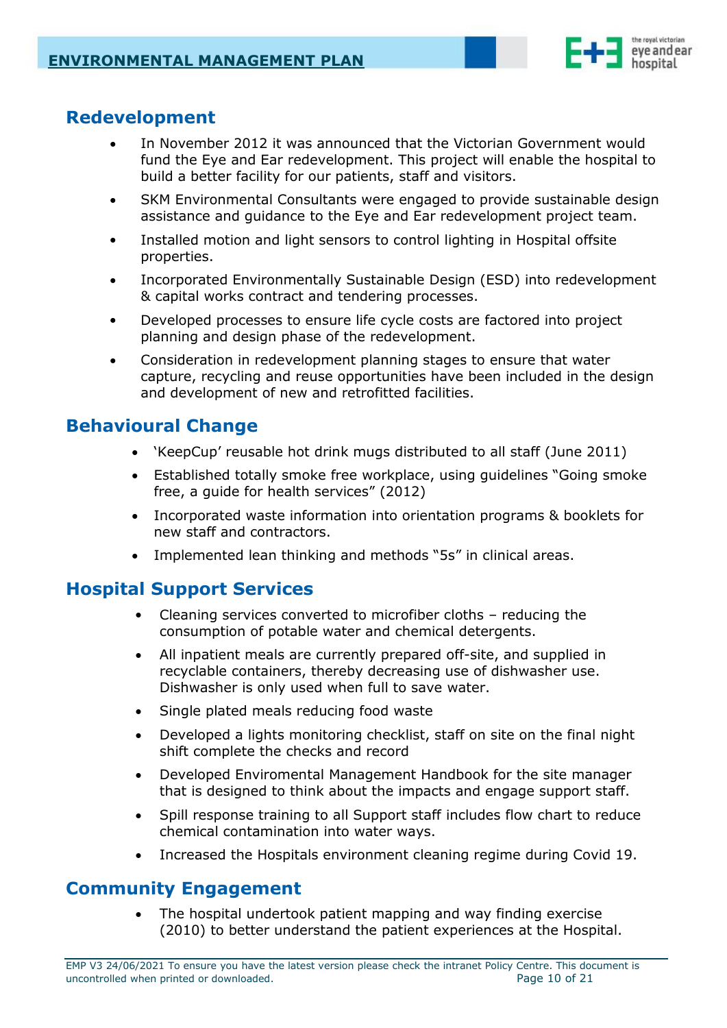## Redevelopment

- In November 2012 it was announced that the Victorian Government would fund the Eye and Ear redevelopment. This project will enable the hospital to build a better facility for our patients, staff and visitors.
- SKM Environmental Consultants were engaged to provide sustainable design assistance and guidance to the Eye and Ear redevelopment project team.
- Installed motion and light sensors to control lighting in Hospital offsite properties.
- Incorporated Environmentally Sustainable Design (ESD) into redevelopment & capital works contract and tendering processes.
- Developed processes to ensure life cycle costs are factored into project planning and design phase of the redevelopment.
- Consideration in redevelopment planning stages to ensure that water capture, recycling and reuse opportunities have been included in the design and development of new and retrofitted facilities.

## Behavioural Change

- 'KeepCup' reusable hot drink mugs distributed to all staff (June 2011)
- Established totally smoke free workplace, using guidelines "Going smoke free, a guide for health services" (2012)
- Incorporated waste information into orientation programs & booklets for new staff and contractors.
- Implemented lean thinking and methods "5s" in clinical areas.

## Hospital Support Services

- Cleaning services converted to microfiber cloths – reducing the consumption of potable water and chemical detergents.
- All inpatient meals are currently prepared off-site, and supplied in recyclable containers, thereby decreasing use of dishwasher use. Dishwasher is only used when full to save water.
- Single plated meals reducing food waste
- Developed a lights monitoring checklist, staff on site on the final night shift complete the checks and record
- Developed Enviromental Management Handbook for the site manager that is designed to think about the impacts and engage support staff.
- Spill response training to all Support staff includes flow chart to reduce chemical contamination into water ways.
- Increased the Hospitals environment cleaning regime during Covid 19.

## Community Engagement

- The hospital undertook patient mapping and way finding exercise (2010) to better understand the patient experiences at the Hospital.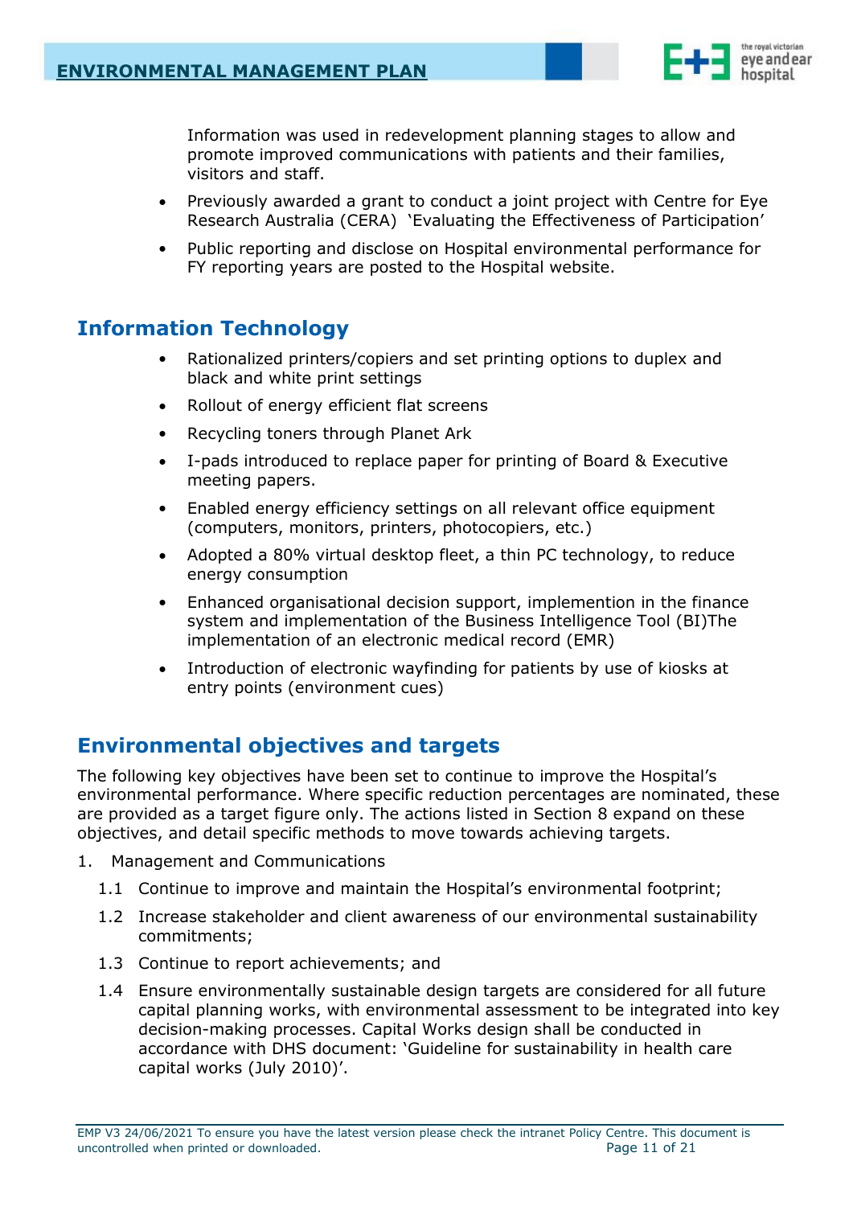Information was used in redevelopment planning stages to allow and promote improved communications with patients and their families, visitors and staff.

- Previously awarded a grant to conduct a joint project with Centre for Eye Research Australia (CERA) 'Evaluating the Effectiveness of Participation'
- Public reporting and disclose on Hospital environmental performance for FY reporting years are posted to the Hospital website.

## Information Technology

- Rationalized printers/copiers and set printing options to duplex and black and white print settings
- Rollout of energy efficient flat screens
- Recycling toners through Planet Ark
- I-pads introduced to replace paper for printing of Board & Executive meeting papers.
- Enabled energy efficiency settings on all relevant office equipment (computers, monitors, printers, photocopiers, etc.)
- Adopted a 80% virtual desktop fleet, a thin PC technology, to reduce energy consumption
- Enhanced organisational decision support, implemention in the finance system and implementation of the Business Intelligence Tool (BI)The implementation of an electronic medical record (EMR)
- Introduction of electronic wayfinding for patients by use of kiosks at entry points (environment cues)

## Environmental objectives and targets

The following key objectives have been set to continue to improve the Hospital's environmental performance. Where specific reduction percentages are nominated, these are provided as a target figure only. The actions listed in Section 8 expand on these objectives, and detail specific methods to move towards achieving targets.

1. Management and Communications
   - 1.1 Continue to improve and maintain the Hospital's environmental footprint;
   - 1.2 Increase stakeholder and client awareness of our environmental sustainability commitments;
   - 1.3 Continue to report achievements; and
   - 1.4 Ensure environmentally sustainable design targets are considered for all future capital planning works, with environmental assessment to be integrated into key decision-making processes. Capital Works design shall be conducted in accordance with DHS document: 'Guideline for sustainability in health care capital works (July 2010)'.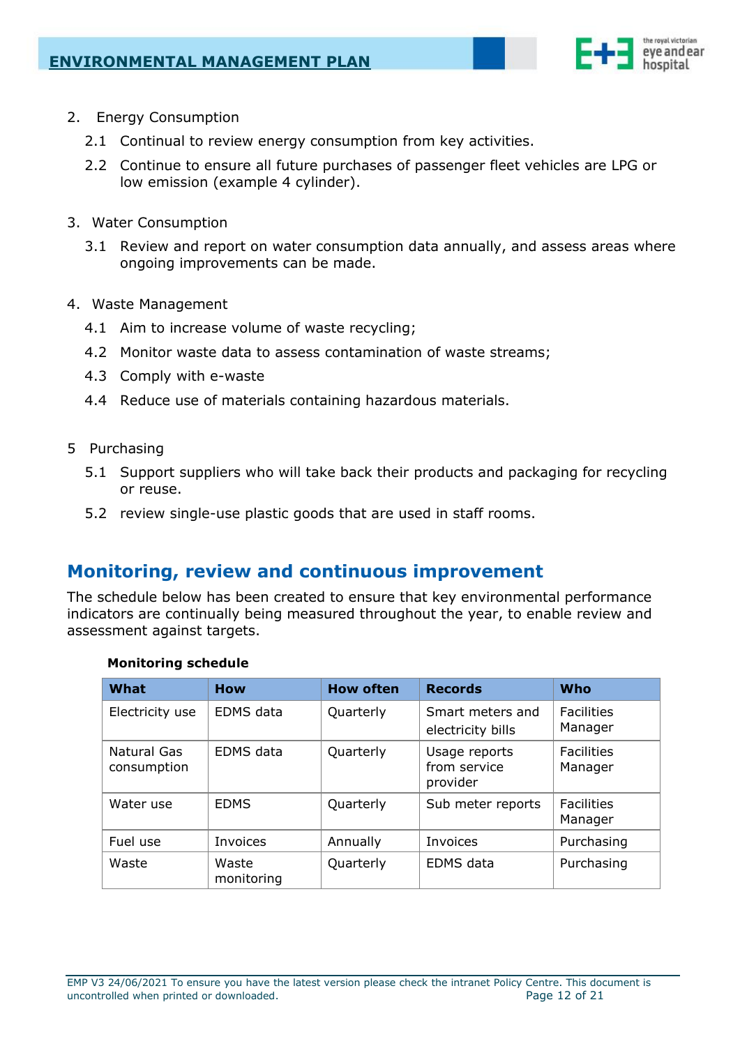2. Energy Consumption

   2.1 Continual to review energy consumption from key activities.

   2.2 Continue to ensure all future purchases of passenger fleet vehicles are LPG or low emission (example 4 cylinder).

3. Water Consumption

   3.1 Review and report on water consumption data annually, and assess areas where ongoing improvements can be made.

4. Waste Management

   4.1 Aim to increase volume of waste recycling;

   4.2 Monitor waste data to assess contamination of waste streams;

   4.3 Comply with e-waste

   4.4 Reduce use of materials containing hazardous materials.

5 Purchasing

   5.1 Support suppliers who will take back their products and packaging for recycling or reuse.

   5.2 review single-use plastic goods that are used in staff rooms.

## Monitoring, review and continuous improvement

The schedule below has been created to ensure that key environmental performance indicators are continually being measured throughout the year, to enable review and assessment against targets.

**Monitoring schedule**

| What | How | How often | Records | Who |
|---|---|---|---|---|
| Electricity use | EDMS data | Quarterly | Smart meters and electricity bills | Facilities Manager |
| Natural Gas consumption | EDMS data | Quarterly | Usage reports from service provider | Facilities Manager |
| Water use | EDMS | Quarterly | Sub meter reports | Facilities Manager |
| Fuel use | Invoices | Annually | Invoices | Purchasing |
| Waste | Waste monitoring | Quarterly | EDMS data | Purchasing |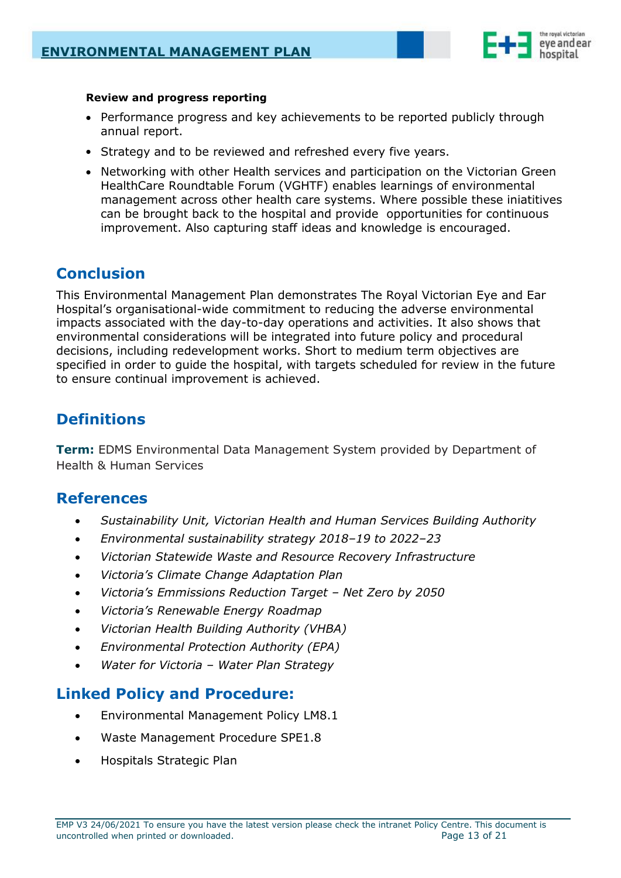**Review and progress reporting**

- Performance progress and key achievements to be reported publicly through annual report.
- Strategy and to be reviewed and refreshed every five years.
- Networking with other Health services and participation on the Victorian Green HealthCare Roundtable Forum (VGHTF) enables learnings of environmental management across other health care systems. Where possible these iniatitives can be brought back to the hospital and provide opportunities for continuous improvement. Also capturing staff ideas and knowledge is encouraged.

## Conclusion

This Environmental Management Plan demonstrates The Royal Victorian Eye and Ear Hospital's organisational-wide commitment to reducing the adverse environmental impacts associated with the day-to-day operations and activities. It also shows that environmental considerations will be integrated into future policy and procedural decisions, including redevelopment works. Short to medium term objectives are specified in order to guide the hospital, with targets scheduled for review in the future to ensure continual improvement is achieved.

## Definitions

**Term:** EDMS Environmental Data Management System provided by Department of Health & Human Services

## References

- *Sustainability Unit, Victorian Health and Human Services Building Authority*
- *Environmental sustainability strategy 2018–19 to 2022–23*
- *Victorian Statewide Waste and Resource Recovery Infrastructure*
- *Victoria's Climate Change Adaptation Plan*
- *Victoria's Emmissions Reduction Target – Net Zero by 2050*
- *Victoria's Renewable Energy Roadmap*
- *Victorian Health Building Authority (VHBA)*
- *Environmental Protection Authority (EPA)*
- *Water for Victoria – Water Plan Strategy*

## Linked Policy and Procedure:

- Environmental Management Policy LM8.1
- Waste Management Procedure SPE1.8
- Hospitals Strategic Plan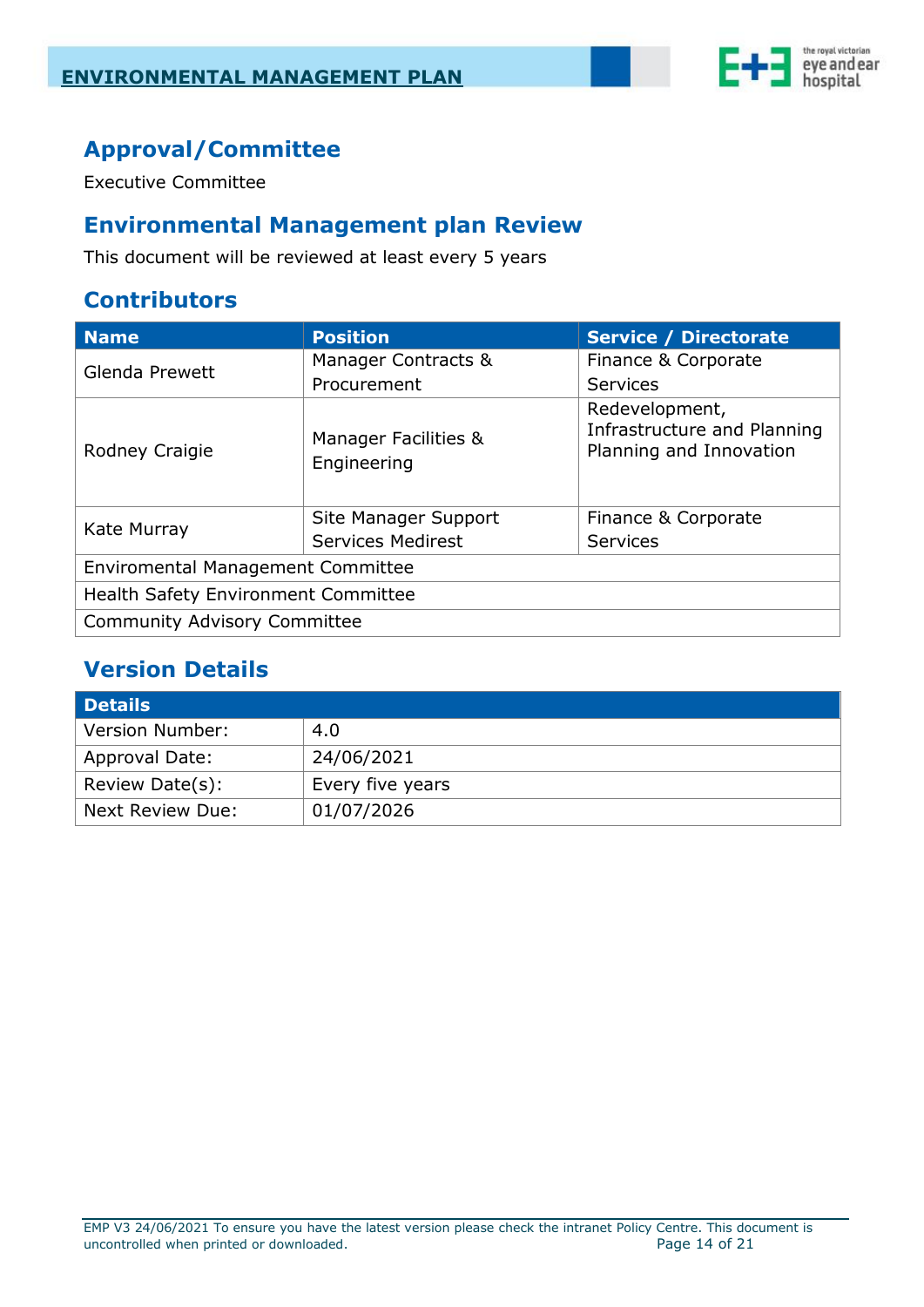## Approval/Committee

Executive Committee

## Environmental Management plan Review

This document will be reviewed at least every 5 years

## Contributors

| Name | Position | Service / Directorate |
|---|---|---|
| Glenda Prewett | Manager Contracts & Procurement | Finance & Corporate Services |
| Rodney Craigie | Manager Facilities & Engineering | Redevelopment, Infrastructure and Planning Planning and Innovation |
| Kate Murray | Site Manager Support Services Medirest | Finance & Corporate Services |
| Enviromental Management Committee | | |
| Health Safety Environment Committee | | |
| Community Advisory Committee | | |

## Version Details

| Details | |
|---|---|
| Version Number: | 4.0 |
| Approval Date: | 24/06/2021 |
| Review Date(s): | Every five years |
| Next Review Due: | 01/07/2026 |

EMP V3 24/06/2021 To ensure you have the latest version please check the intranet Policy Centre. This document is uncontrolled when printed or downloaded.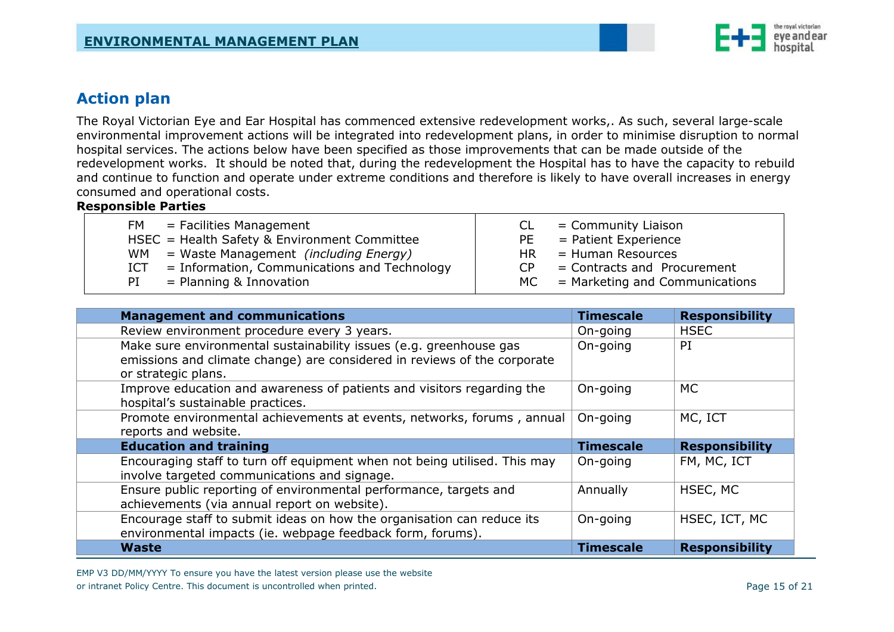## Action plan

The Royal Victorian Eye and Ear Hospital has commenced extensive redevelopment works,. As such, several large-scale environmental improvement actions will be integrated into redevelopment plans, in order to minimise disruption to normal hospital services. The actions below have been specified as those improvements that can be made outside of the redevelopment works. It should be noted that, during the redevelopment the Hospital has to have the capacity to rebuild and continue to function and operate under extreme conditions and therefore is likely to have overall increases in energy consumed and operational costs.

**Responsible Parties**

| | |
|---|---|
| FM = Facilities Management | CL = Community Liaison |
| HSEC = Health Safety & Environment Committee | PE = Patient Experience |
| WM = Waste Management *(including Energy)* | HR = Human Resources |
| ICT = Information, Communications and Technology | CP = Contracts and Procurement |
| PI = Planning & Innovation | MC = Marketing and Communications |

| **Management and communications** | **Timescale** | **Responsibility** |
|---|---|---|
| Review environment procedure every 3 years. | On-going | HSEC |
| Make sure environmental sustainability issues (e.g. greenhouse gas emissions and climate change) are considered in reviews of the corporate or strategic plans. | On-going | PI |
| Improve education and awareness of patients and visitors regarding the hospital's sustainable practices. | On-going | MC |
| Promote environmental achievements at events, networks, forums , annual reports and website. | On-going | MC, ICT |
| **Education and training** | **Timescale** | **Responsibility** |
| Encouraging staff to turn off equipment when not being utilised. This may involve targeted communications and signage. | On-going | FM, MC, ICT |
| Ensure public reporting of environmental performance, targets and achievements (via annual report on website). | Annually | HSEC, MC |
| Encourage staff to submit ideas on how the organisation can reduce its environmental impacts (ie. webpage feedback form, forums). | On-going | HSEC, ICT, MC |
| **Waste** | **Timescale** | **Responsibility** |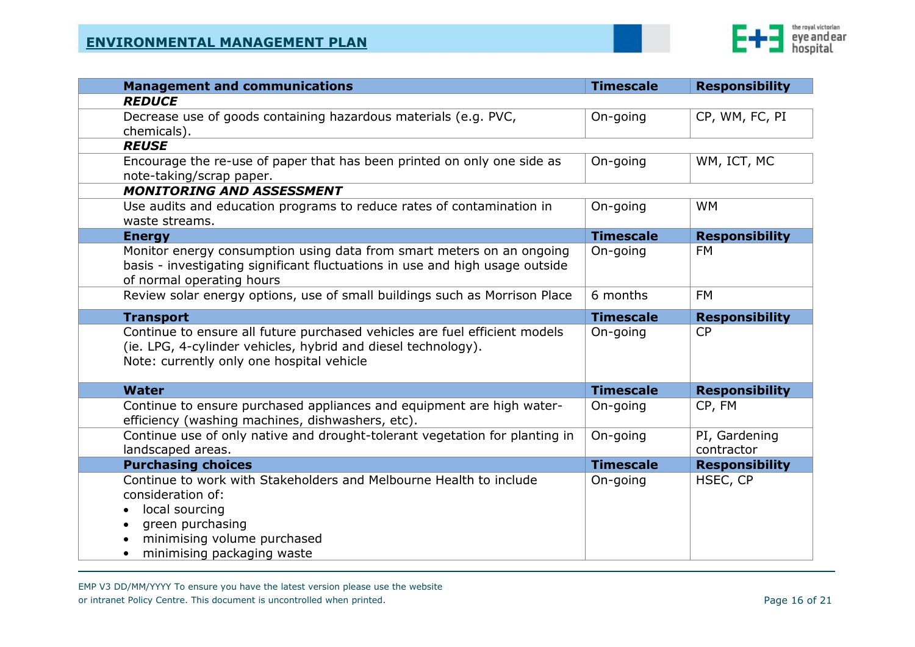| Management and communications | Timescale | Responsibility |
|---|---|---|
| ***REDUCE*** | | |
| Decrease use of goods containing hazardous materials (e.g. PVC, chemicals). | On-going | CP, WM, FC, PI |
| ***REUSE*** | | |
| Encourage the re-use of paper that has been printed on only one side as note-taking/scrap paper. | On-going | WM, ICT, MC |
| ***MONITORING AND ASSESSMENT*** | | |
| Use audits and education programs to reduce rates of contamination in waste streams. | On-going | WM |
| **Energy** | **Timescale** | **Responsibility** |
| Monitor energy consumption using data from smart meters on an ongoing basis - investigating significant fluctuations in use and high usage outside of normal operating hours | On-going | FM |
| Review solar energy options, use of small buildings such as Morrison Place | 6 months | FM |
| **Transport** | **Timescale** | **Responsibility** |
| Continue to ensure all future purchased vehicles are fuel efficient models (ie. LPG, 4-cylinder vehicles, hybrid and diesel technology).<br>Note: currently only one hospital vehicle | On-going | CP |
| **Water** | **Timescale** | **Responsibility** |
| Continue to ensure purchased appliances and equipment are high water-efficiency (washing machines, dishwashers, etc). | On-going | CP, FM |
| Continue use of only native and drought-tolerant vegetation for planting in landscaped areas. | On-going | PI, Gardening contractor |
| **Purchasing choices** | **Timescale** | **Responsibility** |
| Continue to work with Stakeholders and Melbourne Health to include consideration of:<br>• local sourcing<br>• green purchasing<br>• minimising volume purchased<br>• minimising packaging waste | On-going | HSEC, CP |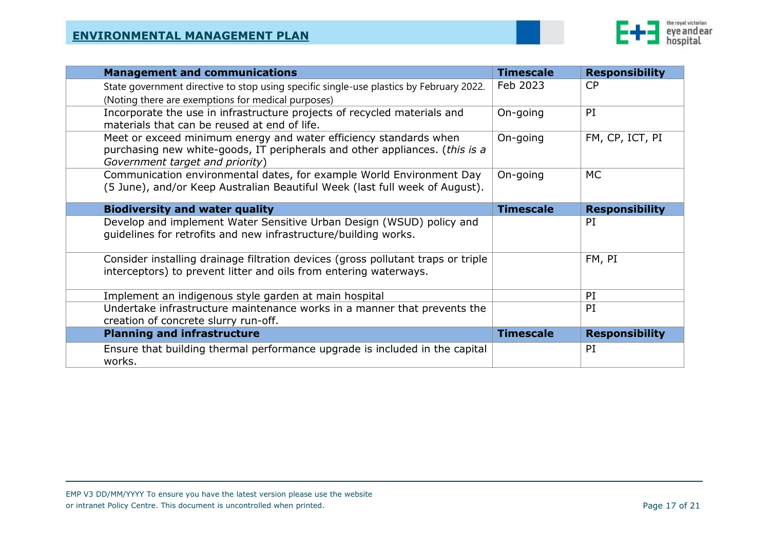| Management and communications | Timescale | Responsibility |
| --- | --- | --- |
| State government directive to stop using specific single-use plastics by February 2022. (Noting there are exemptions for medical purposes) | Feb 2023 | CP |
| Incorporate the use in infrastructure projects of recycled materials and materials that can be reused at end of life. | On-going | PI |
| Meet or exceed minimum energy and water efficiency standards when purchasing new white-goods, IT peripherals and other appliances. (*this is a Government target and priority*) | On-going | FM, CP, ICT, PI |
| Communication environmental dates, for example World Environment Day (5 June), and/or Keep Australian Beautiful Week (last full week of August). | On-going | MC |
| **Biodiversity and water quality** | **Timescale** | **Responsibility** |
| Develop and implement Water Sensitive Urban Design (WSUD) policy and guidelines for retrofits and new infrastructure/building works. | | PI |
| Consider installing drainage filtration devices (gross pollutant traps or triple interceptors) to prevent litter and oils from entering waterways. | | FM, PI |
| Implement an indigenous style garden at main hospital | | PI |
| Undertake infrastructure maintenance works in a manner that prevents the creation of concrete slurry run-off. | | PI |
| **Planning and infrastructure** | **Timescale** | **Responsibility** |
| Ensure that building thermal performance upgrade is included in the capital works. | | PI |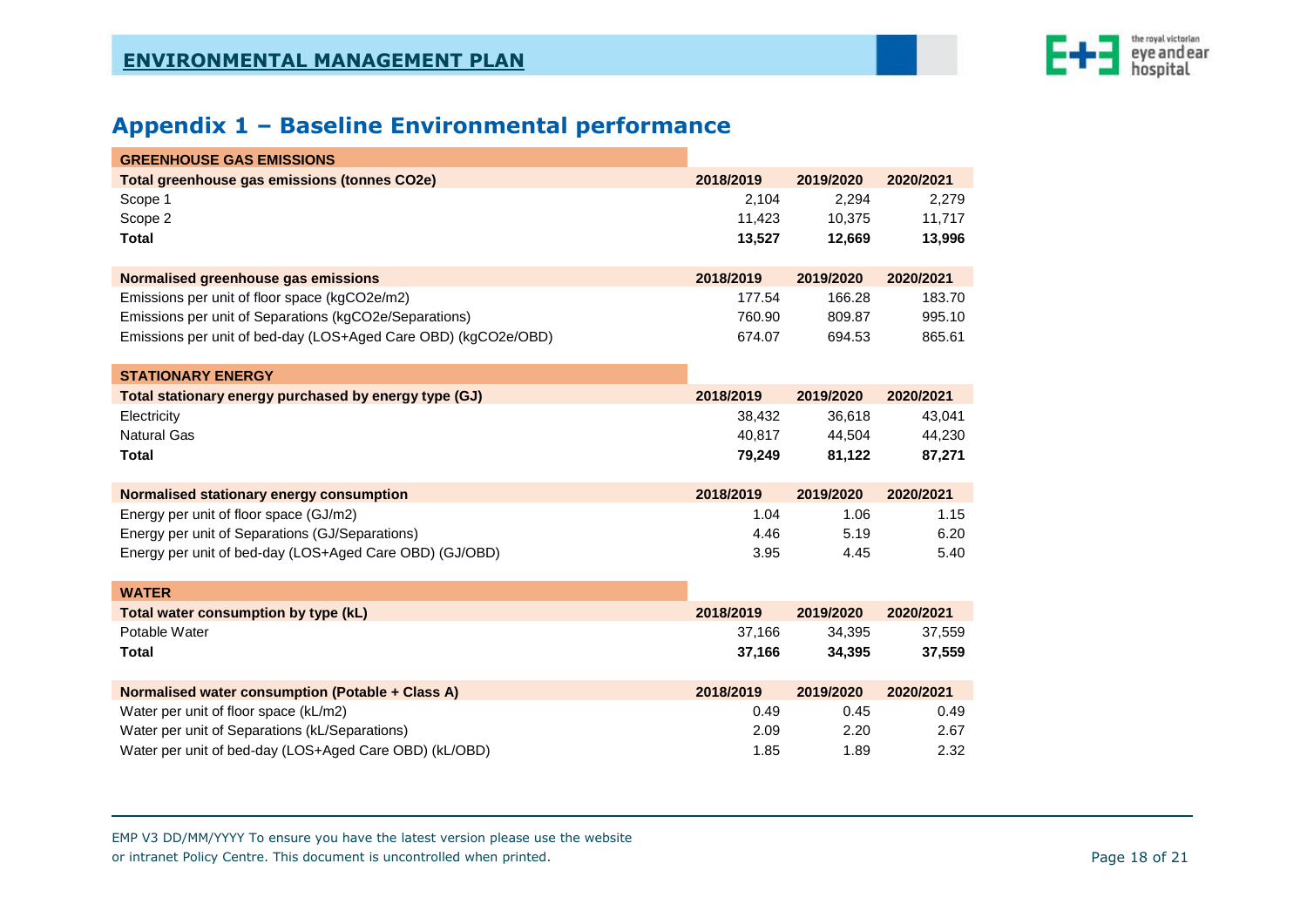## Appendix 1 – Baseline Environmental performance

### GREENHOUSE GAS EMISSIONS

| Total greenhouse gas emissions (tonnes CO2e) | 2018/2019 | 2019/2020 | 2020/2021 |
|---|---|---|---|
| Scope 1 | 2,104 | 2,294 | 2,279 |
| Scope 2 | 11,423 | 10,375 | 11,717 |
| **Total** | **13,527** | **12,669** | **13,996** |

| Normalised greenhouse gas emissions | 2018/2019 | 2019/2020 | 2020/2021 |
|---|---|---|---|
| Emissions per unit of floor space (kgCO2e/m2) | 177.54 | 166.28 | 183.70 |
| Emissions per unit of Separations (kgCO2e/Separations) | 760.90 | 809.87 | 995.10 |
| Emissions per unit of bed-day (LOS+Aged Care OBD) (kgCO2e/OBD) | 674.07 | 694.53 | 865.61 |

### STATIONARY ENERGY

| Total stationary energy purchased by energy type (GJ) | 2018/2019 | 2019/2020 | 2020/2021 |
|---|---|---|---|
| Electricity | 38,432 | 36,618 | 43,041 |
| Natural Gas | 40,817 | 44,504 | 44,230 |
| **Total** | **79,249** | **81,122** | **87,271** |

| Normalised stationary energy consumption | 2018/2019 | 2019/2020 | 2020/2021 |
|---|---|---|---|
| Energy per unit of floor space (GJ/m2) | 1.04 | 1.06 | 1.15 |
| Energy per unit of Separations (GJ/Separations) | 4.46 | 5.19 | 6.20 |
| Energy per unit of bed-day (LOS+Aged Care OBD) (GJ/OBD) | 3.95 | 4.45 | 5.40 |

### WATER

| Total water consumption by type (kL) | 2018/2019 | 2019/2020 | 2020/2021 |
|---|---|---|---|
| Potable Water | 37,166 | 34,395 | 37,559 |
| **Total** | **37,166** | **34,395** | **37,559** |

| Normalised water consumption (Potable + Class A) | 2018/2019 | 2019/2020 | 2020/2021 |
|---|---|---|---|
| Water per unit of floor space (kL/m2) | 0.49 | 0.45 | 0.49 |
| Water per unit of Separations (kL/Separations) | 2.09 | 2.20 | 2.67 |
| Water per unit of bed-day (LOS+Aged Care OBD) (kL/OBD) | 1.85 | 1.89 | 2.32 |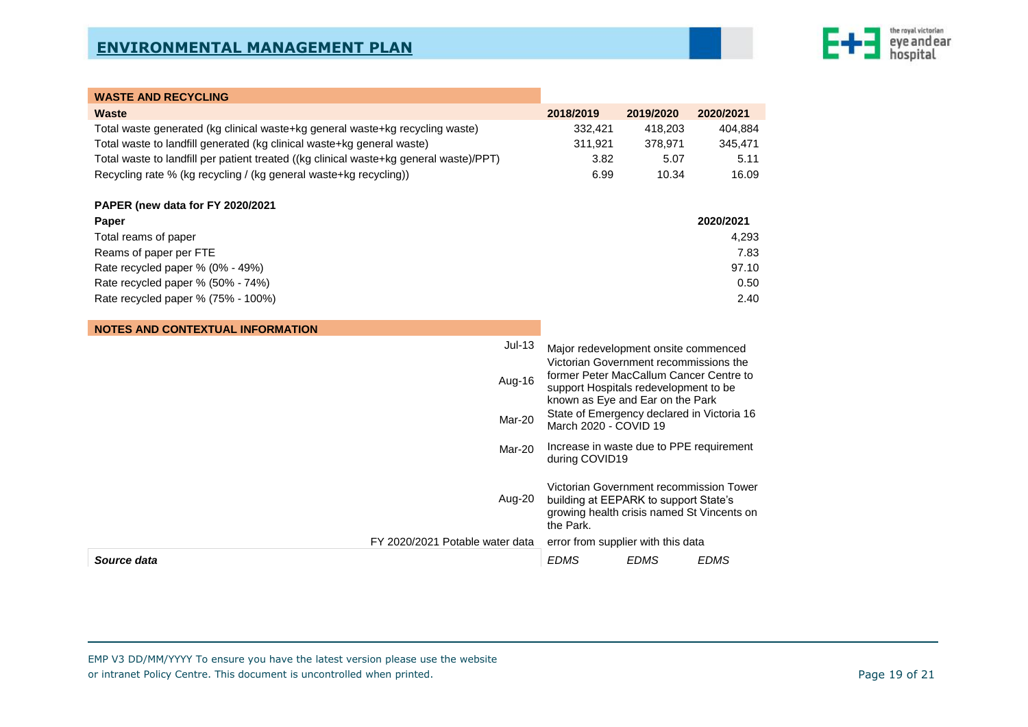## WASTE AND RECYCLING

| Waste | 2018/2019 | 2019/2020 | 2020/2021 |
|---|---|---|---|
| Total waste generated (kg clinical waste+kg general waste+kg recycling waste) | 332,421 | 418,203 | 404,884 |
| Total waste to landfill generated (kg clinical waste+kg general waste) | 311,921 | 378,971 | 345,471 |
| Total waste to landfill per patient treated ((kg clinical waste+kg general waste)/PPT) | 3.82 | 5.07 | 5.11 |
| Recycling rate % (kg recycling / (kg general waste+kg recycling)) | 6.99 | 10.34 | 16.09 |

### PAPER (new data for FY 2020/2021)

| Paper | 2020/2021 |
|---|---|
| Total reams of paper | 4,293 |
| Reams of paper per FTE | 7.83 |
| Rate recycled paper % (0% - 49%) | 97.10 |
| Rate recycled paper % (50% - 74%) | 0.50 |
| Rate recycled paper % (75% - 100%) | 2.40 |

## NOTES AND CONTEXTUAL INFORMATION

| | | | |
|---|---|---|---|
| Jul-13 | Major redevelopment onsite commenced | | |
| Aug-16 | Victorian Government recommissions the former Peter MacCallum Cancer Centre to support Hospitals redevelopment to be known as Eye and Ear on the Park | | |
| Mar-20 | State of Emergency declared in Victoria 16 March 2020 - COVID 19 | | |
| Mar-20 | Increase in waste due to PPE requirement during COVID19 | | |
| Aug-20 | Victorian Government recommission Tower building at EEPARK to support State's growing health crisis named St Vincents on the Park. | | |
| FY 2020/2021 Potable water data | error from supplier with this data | | |
| ***Source data*** | *EDMS* | *EDMS* | *EDMS* |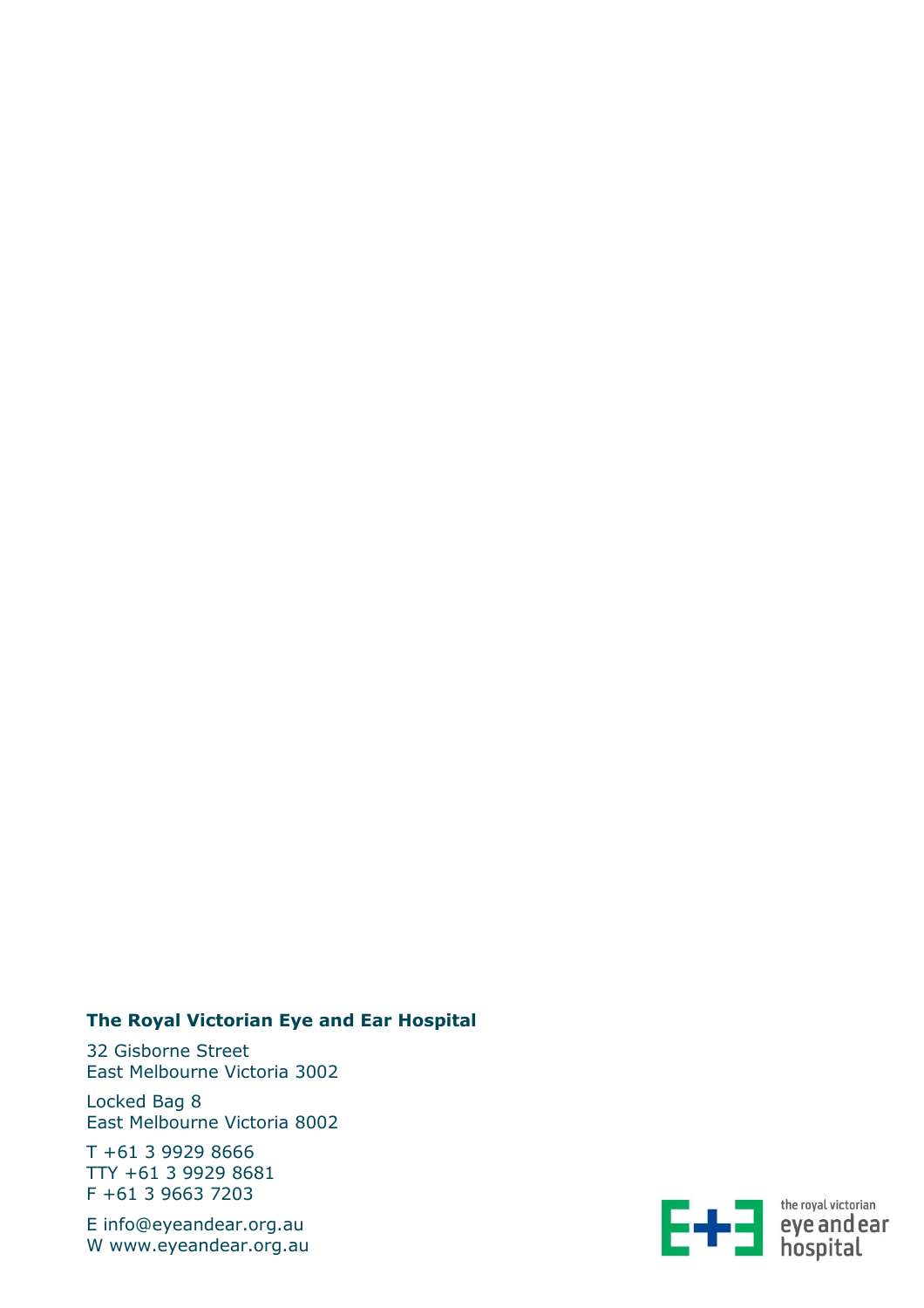**The Royal Victorian Eye and Ear Hospital**

32 Gisborne Street
East Melbourne Victoria 3002

Locked Bag 8
East Melbourne Victoria 8002

T +61 3 9929 8666
TTY +61 3 9929 8681
F +61 3 9663 7203

E info@eyeandear.org.au
W www.eyeandear.org.au

the royal victorian
eye and ear
hospital